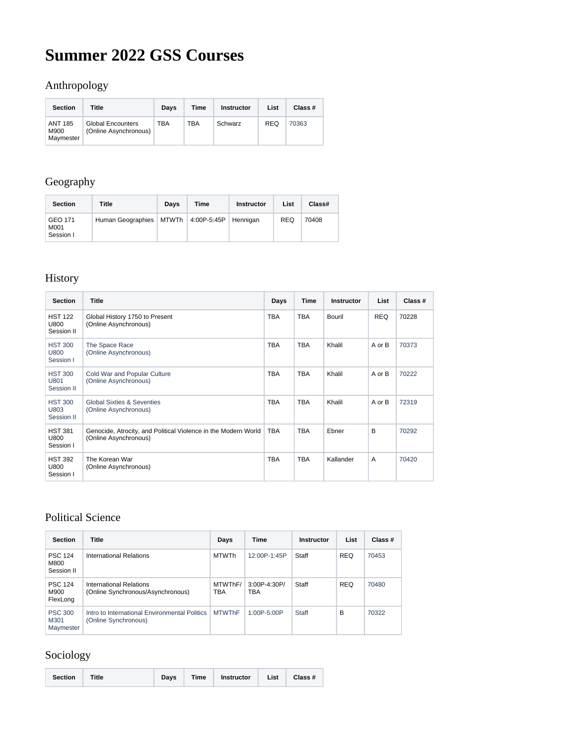# Summer 2022 GSS Courses

## Anthropology

| Section | Title | Days | Time | Instructor | List | Class # |
|---|---|---|---|---|---|---|
| ANT 185 M900 Maymester | Global Encounters (Online Asynchronous) | TBA | TBA | Schwarz | REQ | 70363 |

## Geography

| Section | Title | Days | Time | Instructor | List | Class# |
|---|---|---|---|---|---|---|
| GEO 171 M001 Session I | Human Geographies | MTWTh | 4:00P-5:45P | Hennigan | REQ | 70408 |

## History

| Section | Title | Days | Time | Instructor | List | Class # |
|---|---|---|---|---|---|---|
| HST 122 U800 Session II | Global History 1750 to Present (Online Asynchronous) | TBA | TBA | Bouril | REQ | 70228 |
| HST 300 U800 Session I | The Space Race (Online Asynchronous) | TBA | TBA | Khalil | A or B | 70373 |
| HST 300 U801 Session II | Cold War and Popular Culture (Online Asynchronous) | TBA | TBA | Khalil | A or B | 70222 |
| HST 300 U803 Session II | Global Sixties & Seventies (Online Asynchronous) | TBA | TBA | Khalil | A or B | 72319 |
| HST 381 U800 Session I | Genocide, Atrocity, and Political Violence in the Modern World (Online Asynchronous) | TBA | TBA | Ebner | B | 70292 |
| HST 392 U800 Session I | The Korean War (Online Asynchronous) | TBA | TBA | Kallander | A | 70420 |

## Political Science

| Section | Title | Days | Time | Instructor | List | Class # |
|---|---|---|---|---|---|---|
| PSC 124 M800 Session II | International Relations | MTWTh | 12:00P-1:45P | Staff | REQ | 70453 |
| PSC 124 M900 FlexLong | International Relations (Online Synchronous/Asynchronous) | MTWThF/ TBA | 3:00P-4:30P/ TBA | Staff | REQ | 70480 |
| PSC 300 M301 Maymester | Intro to International Environmental Politics (Online Synchronous) | MTWThF | 1:00P-5:00P | Staff | B | 70322 |

## Sociology

| Section | Title | Days | Time | Instructor | List | Class # |
|---|---|---|---|---|---|---|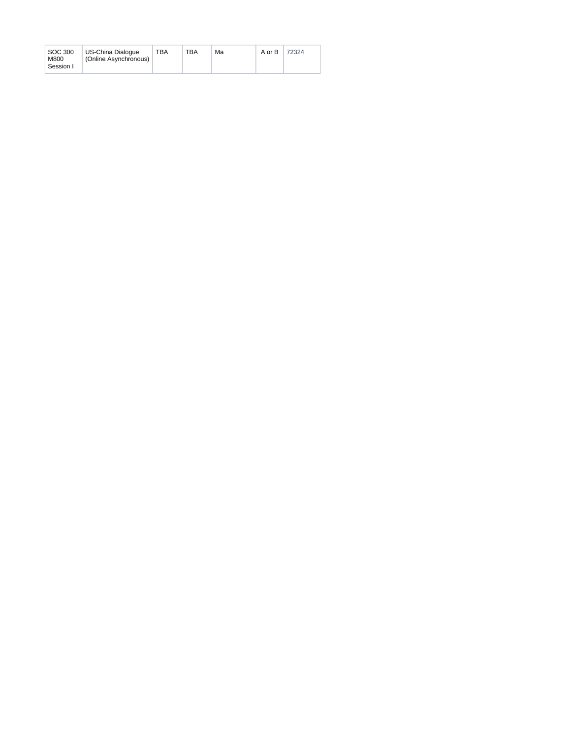| | | | | | | |
|---|---|---|---|---|---|---|
| SOC 300 M800 Session I | US-China Dialogue (Online Asynchronous) | TBA | TBA | Ma | A or B | 72324 |